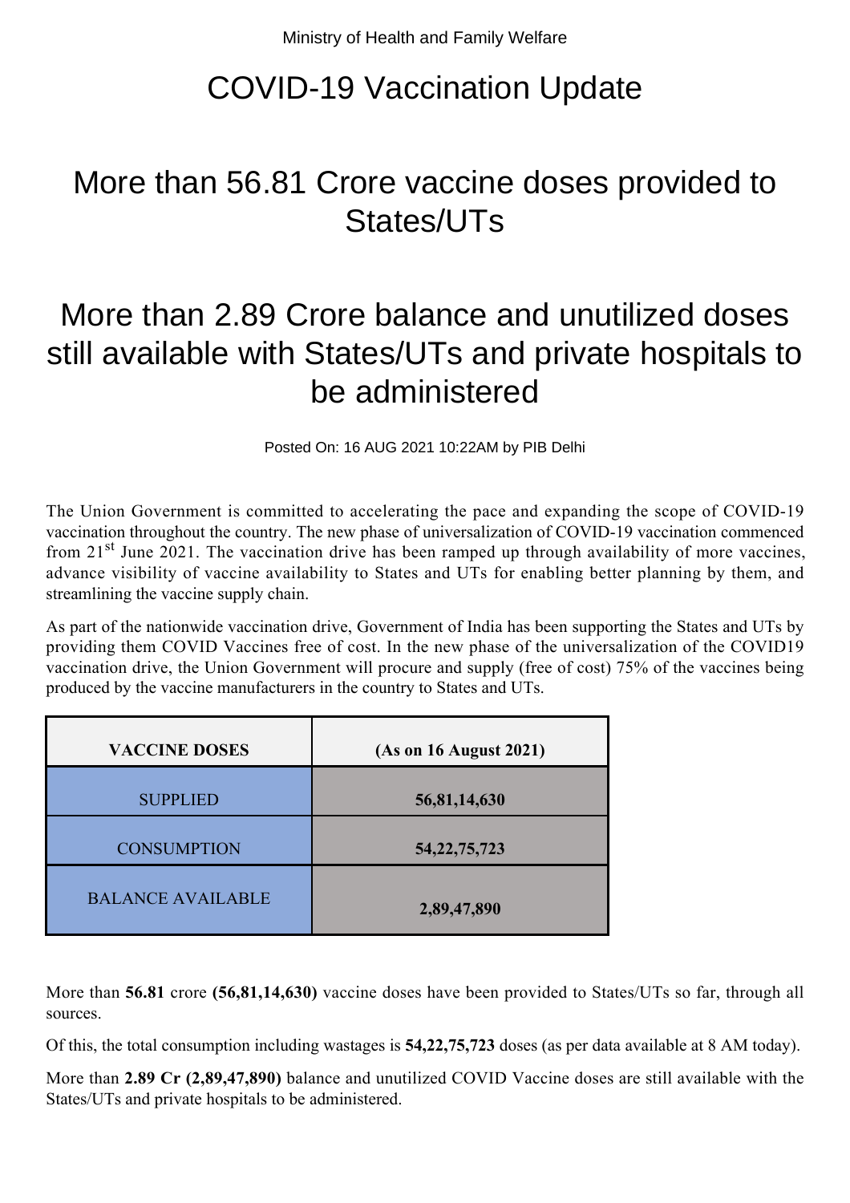Ministry of Health and Family Welfare

# COVID-19 Vaccination Update

## More than 56.81 Crore vaccine doses provided to States/UTs

## More than 2.89 Crore balance and unutilized doses still available with States/UTs and private hospitals to be administered

Posted On: 16 AUG 2021 10:22AM by PIB Delhi

The Union Government is committed to accelerating the pace and expanding the scope of COVID-19 vaccination throughout the country. The new phase of universalization of COVID-19 vaccination commenced from 21st June 2021. The vaccination drive has been ramped up through availability of more vaccines, advance visibility of vaccine availability to States and UTs for enabling better planning by them, and streamlining the vaccine supply chain.

As part of the nationwide vaccination drive, Government of India has been supporting the States and UTs by providing them COVID Vaccines free of cost. In the new phase of the universalization of the COVID19 vaccination drive, the Union Government will procure and supply (free of cost) 75% of the vaccines being produced by the vaccine manufacturers in the country to States and UTs.

| **VACCINE DOSES** | **(As on 16 August 2021)** |
|---|---|
| SUPPLIED | **56,81,14,630** |
| CONSUMPTION | **54,22,75,723** |
| BALANCE AVAILABLE | **2,89,47,890** |

More than **56.81** crore **(56,81,14,630)** vaccine doses have been provided to States/UTs so far, through all sources.

Of this, the total consumption including wastages is **54,22,75,723** doses (as per data available at 8 AM today).

More than **2.89 Cr (2,89,47,890)** balance and unutilized COVID Vaccine doses are still available with the States/UTs and private hospitals to be administered.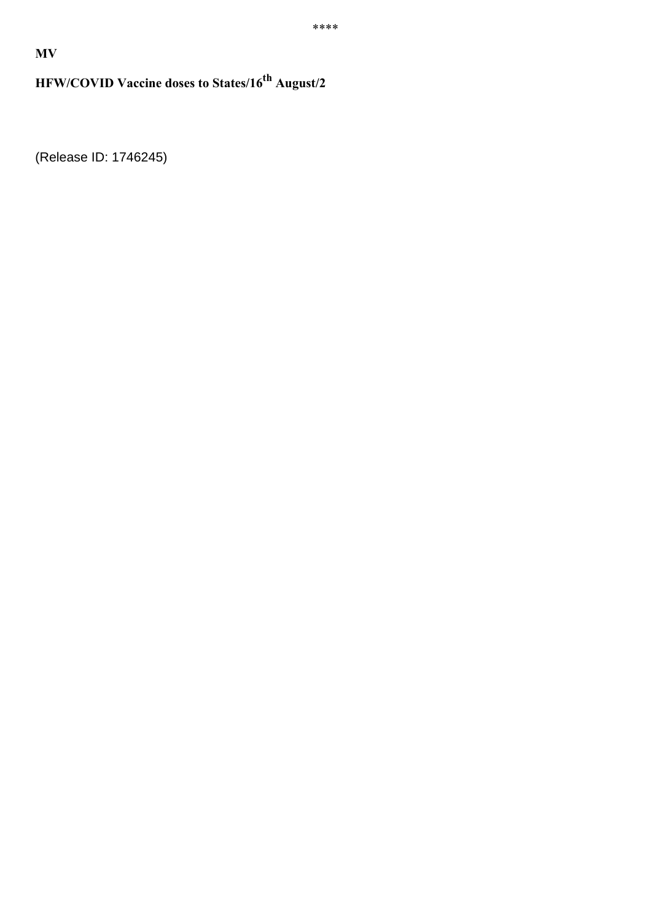\*\*\*\*

**MV**

**HFW/COVID Vaccine doses to States/16th August/2**

(Release ID: 1746245)